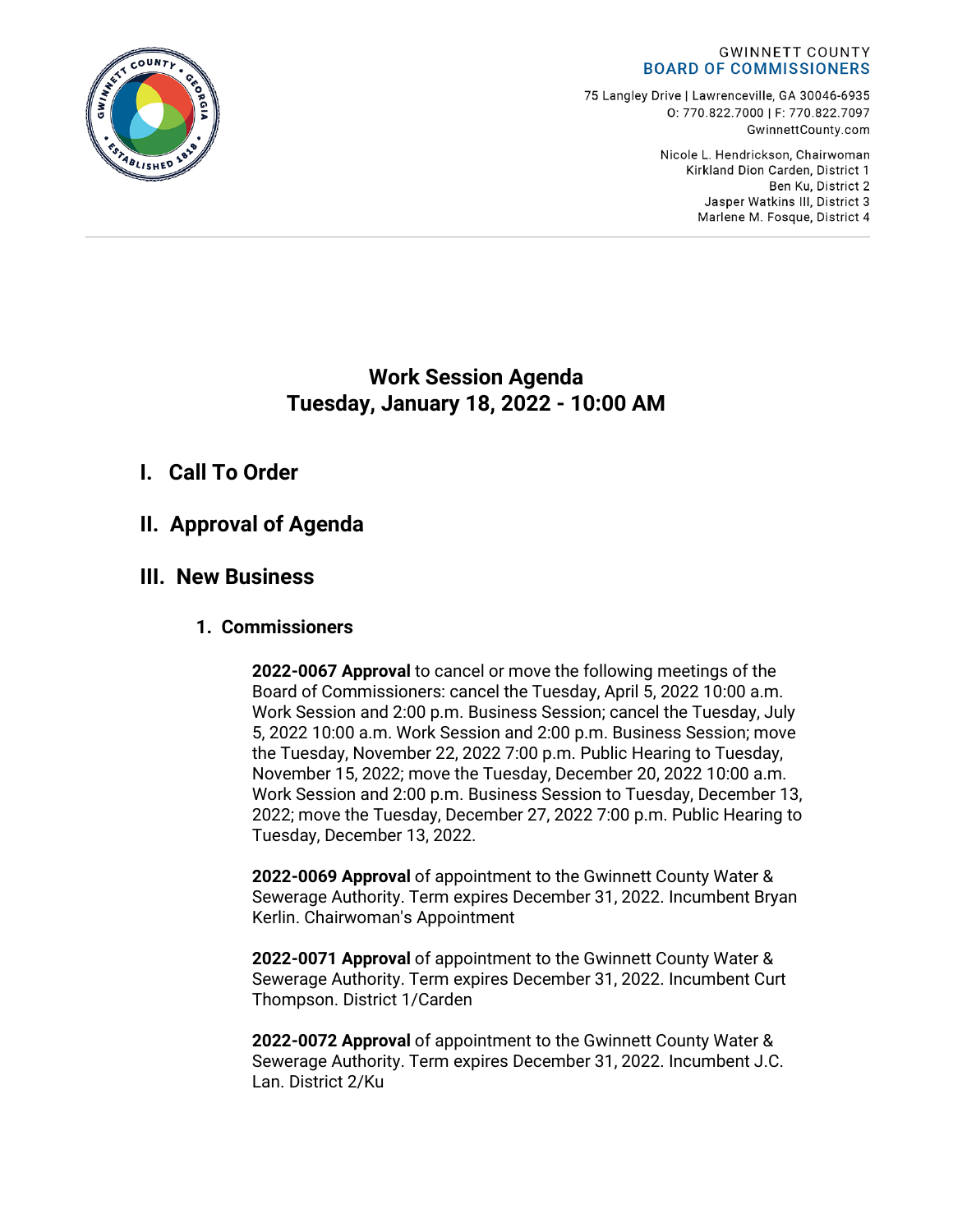GWINNETT COUNTY
**BOARD OF COMMISSIONERS**

75 Langley Drive | Lawrenceville, GA 30046-6935
O: 770.822.7000 | F: 770.822.7097
GwinnettCounty.com

Nicole L. Hendrickson, Chairwoman
Kirkland Dion Carden, District 1
Ben Ku, District 2
Jasper Watkins III, District 3
Marlene M. Fosque, District 4

# Work Session Agenda
# Tuesday, January 18, 2022 - 10:00 AM

## I. Call To Order

## II. Approval of Agenda

## III. New Business

### 1. Commissioners

**2022-0067 Approval** to cancel or move the following meetings of the Board of Commissioners: cancel the Tuesday, April 5, 2022 10:00 a.m. Work Session and 2:00 p.m. Business Session; cancel the Tuesday, July 5, 2022 10:00 a.m. Work Session and 2:00 p.m. Business Session; move the Tuesday, November 22, 2022 7:00 p.m. Public Hearing to Tuesday, November 15, 2022; move the Tuesday, December 20, 2022 10:00 a.m. Work Session and 2:00 p.m. Business Session to Tuesday, December 13, 2022; move the Tuesday, December 27, 2022 7:00 p.m. Public Hearing to Tuesday, December 13, 2022.

**2022-0069 Approval** of appointment to the Gwinnett County Water & Sewerage Authority. Term expires December 31, 2022. Incumbent Bryan Kerlin. Chairwoman's Appointment

**2022-0071 Approval** of appointment to the Gwinnett County Water & Sewerage Authority. Term expires December 31, 2022. Incumbent Curt Thompson. District 1/Carden

**2022-0072 Approval** of appointment to the Gwinnett County Water & Sewerage Authority. Term expires December 31, 2022. Incumbent J.C. Lan. District 2/Ku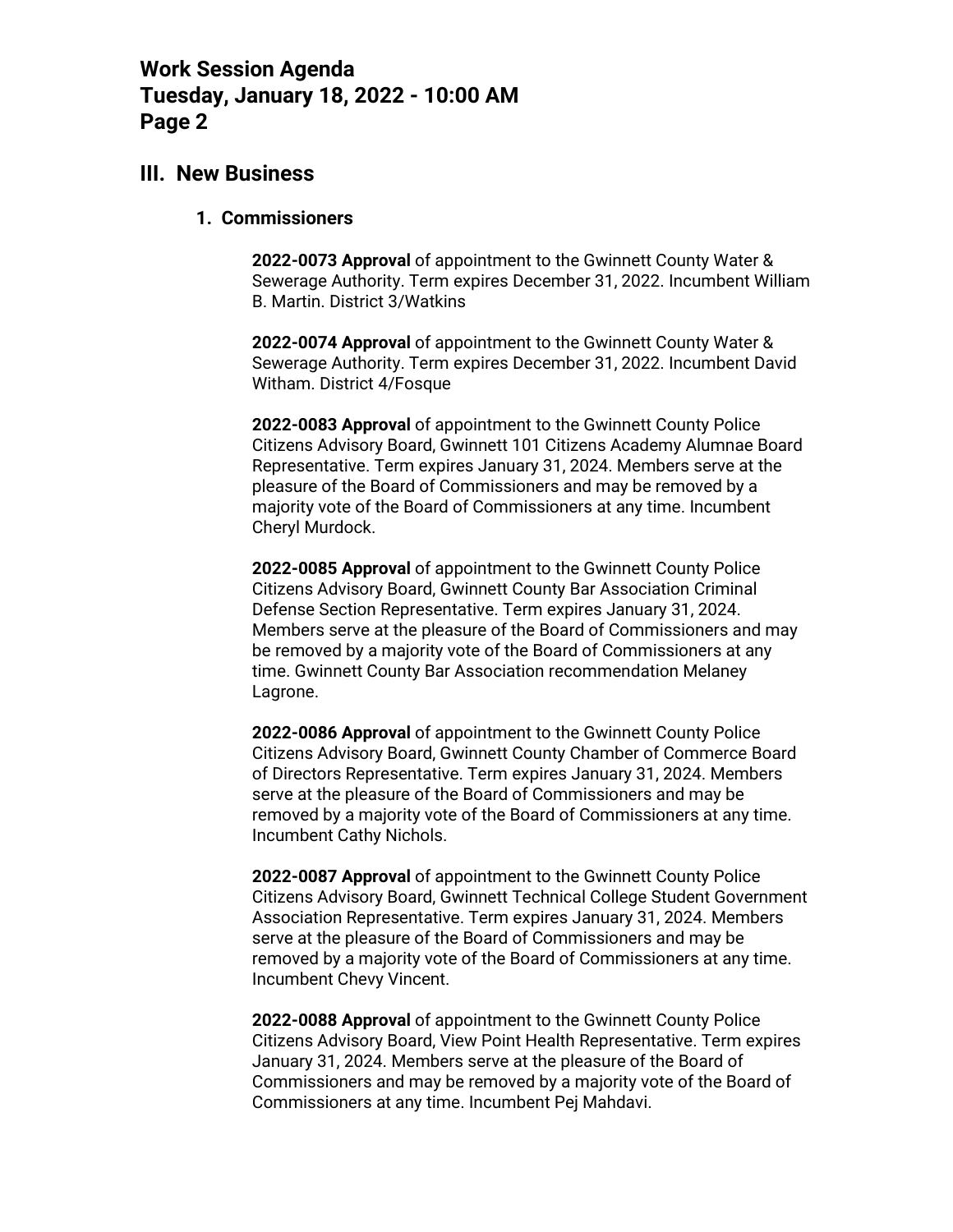## III. New Business

### 1. Commissioners

**2022-0073 Approval** of appointment to the Gwinnett County Water & Sewerage Authority. Term expires December 31, 2022. Incumbent William B. Martin. District 3/Watkins

**2022-0074 Approval** of appointment to the Gwinnett County Water & Sewerage Authority. Term expires December 31, 2022. Incumbent David Witham. District 4/Fosque

**2022-0083 Approval** of appointment to the Gwinnett County Police Citizens Advisory Board, Gwinnett 101 Citizens Academy Alumnae Board Representative. Term expires January 31, 2024. Members serve at the pleasure of the Board of Commissioners and may be removed by a majority vote of the Board of Commissioners at any time. Incumbent Cheryl Murdock.

**2022-0085 Approval** of appointment to the Gwinnett County Police Citizens Advisory Board, Gwinnett County Bar Association Criminal Defense Section Representative. Term expires January 31, 2024. Members serve at the pleasure of the Board of Commissioners and may be removed by a majority vote of the Board of Commissioners at any time. Gwinnett County Bar Association recommendation Melaney Lagrone.

**2022-0086 Approval** of appointment to the Gwinnett County Police Citizens Advisory Board, Gwinnett County Chamber of Commerce Board of Directors Representative. Term expires January 31, 2024. Members serve at the pleasure of the Board of Commissioners and may be removed by a majority vote of the Board of Commissioners at any time. Incumbent Cathy Nichols.

**2022-0087 Approval** of appointment to the Gwinnett County Police Citizens Advisory Board, Gwinnett Technical College Student Government Association Representative. Term expires January 31, 2024. Members serve at the pleasure of the Board of Commissioners and may be removed by a majority vote of the Board of Commissioners at any time. Incumbent Chevy Vincent.

**2022-0088 Approval** of appointment to the Gwinnett County Police Citizens Advisory Board, View Point Health Representative. Term expires January 31, 2024. Members serve at the pleasure of the Board of Commissioners and may be removed by a majority vote of the Board of Commissioners at any time. Incumbent Pej Mahdavi.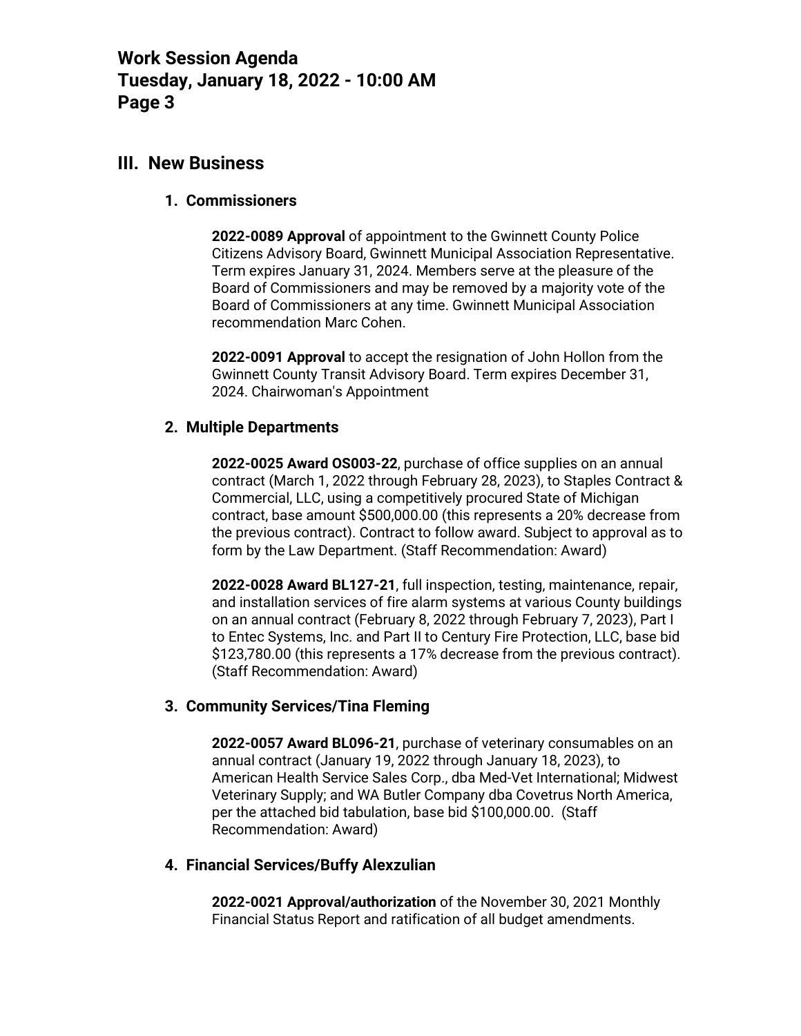## III. New Business

### 1. Commissioners

**2022-0089 Approval** of appointment to the Gwinnett County Police Citizens Advisory Board, Gwinnett Municipal Association Representative. Term expires January 31, 2024. Members serve at the pleasure of the Board of Commissioners and may be removed by a majority vote of the Board of Commissioners at any time. Gwinnett Municipal Association recommendation Marc Cohen.

**2022-0091 Approval** to accept the resignation of John Hollon from the Gwinnett County Transit Advisory Board. Term expires December 31, 2024. Chairwoman's Appointment

### 2. Multiple Departments

**2022-0025 Award OS003-22**, purchase of office supplies on an annual contract (March 1, 2022 through February 28, 2023), to Staples Contract & Commercial, LLC, using a competitively procured State of Michigan contract, base amount $500,000.00 (this represents a 20% decrease from the previous contract). Contract to follow award. Subject to approval as to form by the Law Department. (Staff Recommendation: Award)

**2022-0028 Award BL127-21**, full inspection, testing, maintenance, repair, and installation services of fire alarm systems at various County buildings on an annual contract (February 8, 2022 through February 7, 2023), Part I to Entec Systems, Inc. and Part II to Century Fire Protection, LLC, base bid $123,780.00 (this represents a 17% decrease from the previous contract). (Staff Recommendation: Award)

### 3. Community Services/Tina Fleming

**2022-0057 Award BL096-21**, purchase of veterinary consumables on an annual contract (January 19, 2022 through January 18, 2023), to American Health Service Sales Corp., dba Med-Vet International; Midwest Veterinary Supply; and WA Butler Company dba Covetrus North America, per the attached bid tabulation, base bid $100,000.00. (Staff Recommendation: Award)

### 4. Financial Services/Buffy Alexzulian

**2022-0021 Approval/authorization** of the November 30, 2021 Monthly Financial Status Report and ratification of all budget amendments.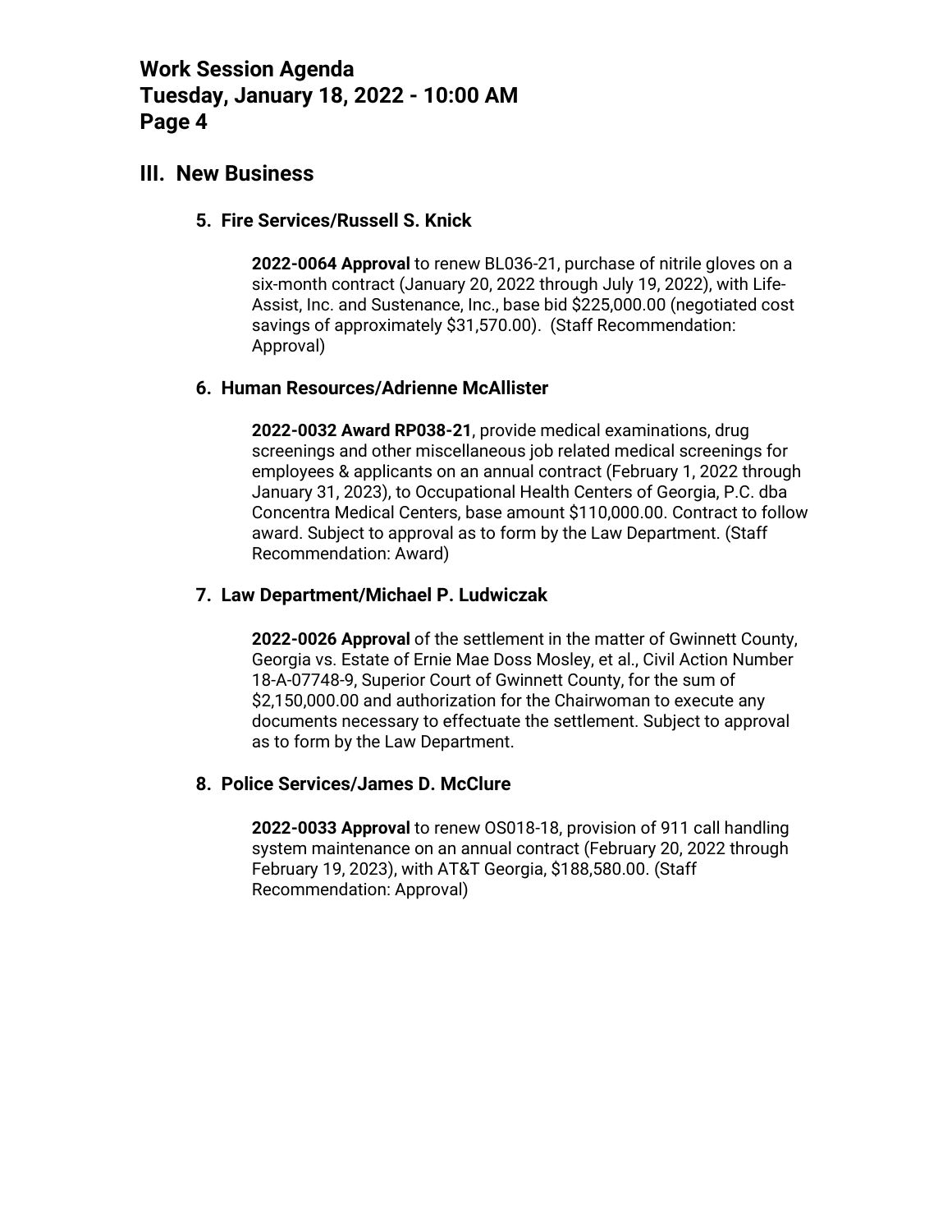## III. New Business

### 5. Fire Services/Russell S. Knick

**2022-0064 Approval** to renew BL036-21, purchase of nitrile gloves on a six-month contract (January 20, 2022 through July 19, 2022), with Life-Assist, Inc. and Sustenance, Inc., base bid $225,000.00 (negotiated cost savings of approximately $31,570.00). (Staff Recommendation: Approval)

### 6. Human Resources/Adrienne McAllister

**2022-0032 Award RP038-21**, provide medical examinations, drug screenings and other miscellaneous job related medical screenings for employees & applicants on an annual contract (February 1, 2022 through January 31, 2023), to Occupational Health Centers of Georgia, P.C. dba Concentra Medical Centers, base amount $110,000.00. Contract to follow award. Subject to approval as to form by the Law Department. (Staff Recommendation: Award)

### 7. Law Department/Michael P. Ludwiczak

**2022-0026 Approval** of the settlement in the matter of Gwinnett County, Georgia vs. Estate of Ernie Mae Doss Mosley, et al., Civil Action Number 18-A-07748-9, Superior Court of Gwinnett County, for the sum of $2,150,000.00 and authorization for the Chairwoman to execute any documents necessary to effectuate the settlement. Subject to approval as to form by the Law Department.

### 8. Police Services/James D. McClure

**2022-0033 Approval** to renew OS018-18, provision of 911 call handling system maintenance on an annual contract (February 20, 2022 through February 19, 2023), with AT&T Georgia, $188,580.00. (Staff Recommendation: Approval)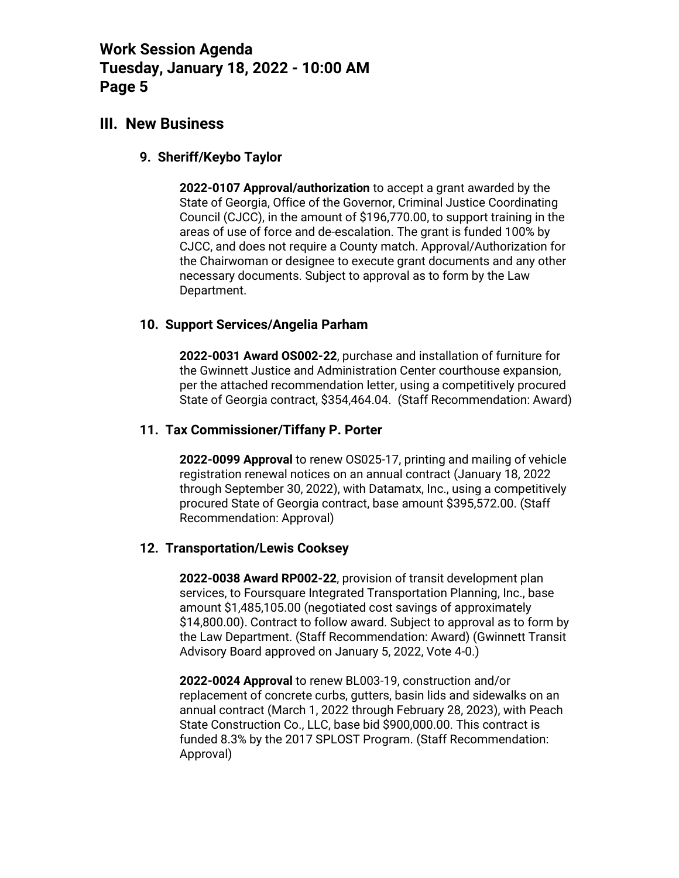## III. New Business

### 9. Sheriff/Keybo Taylor

**2022-0107 Approval/authorization** to accept a grant awarded by the State of Georgia, Office of the Governor, Criminal Justice Coordinating Council (CJCC), in the amount of $196,770.00, to support training in the areas of use of force and de-escalation. The grant is funded 100% by CJCC, and does not require a County match. Approval/Authorization for the Chairwoman or designee to execute grant documents and any other necessary documents. Subject to approval as to form by the Law Department.

### 10. Support Services/Angelia Parham

**2022-0031 Award OS002-22**, purchase and installation of furniture for the Gwinnett Justice and Administration Center courthouse expansion, per the attached recommendation letter, using a competitively procured State of Georgia contract, $354,464.04. (Staff Recommendation: Award)

### 11. Tax Commissioner/Tiffany P. Porter

**2022-0099 Approval** to renew OS025-17, printing and mailing of vehicle registration renewal notices on an annual contract (January 18, 2022 through September 30, 2022), with Datamatx, Inc., using a competitively procured State of Georgia contract, base amount $395,572.00. (Staff Recommendation: Approval)

### 12. Transportation/Lewis Cooksey

**2022-0038 Award RP002-22**, provision of transit development plan services, to Foursquare Integrated Transportation Planning, Inc., base amount $1,485,105.00 (negotiated cost savings of approximately $14,800.00). Contract to follow award. Subject to approval as to form by the Law Department. (Staff Recommendation: Award) (Gwinnett Transit Advisory Board approved on January 5, 2022, Vote 4-0.)

**2022-0024 Approval** to renew BL003-19, construction and/or replacement of concrete curbs, gutters, basin lids and sidewalks on an annual contract (March 1, 2022 through February 28, 2023), with Peach State Construction Co., LLC, base bid $900,000.00. This contract is funded 8.3% by the 2017 SPLOST Program. (Staff Recommendation: Approval)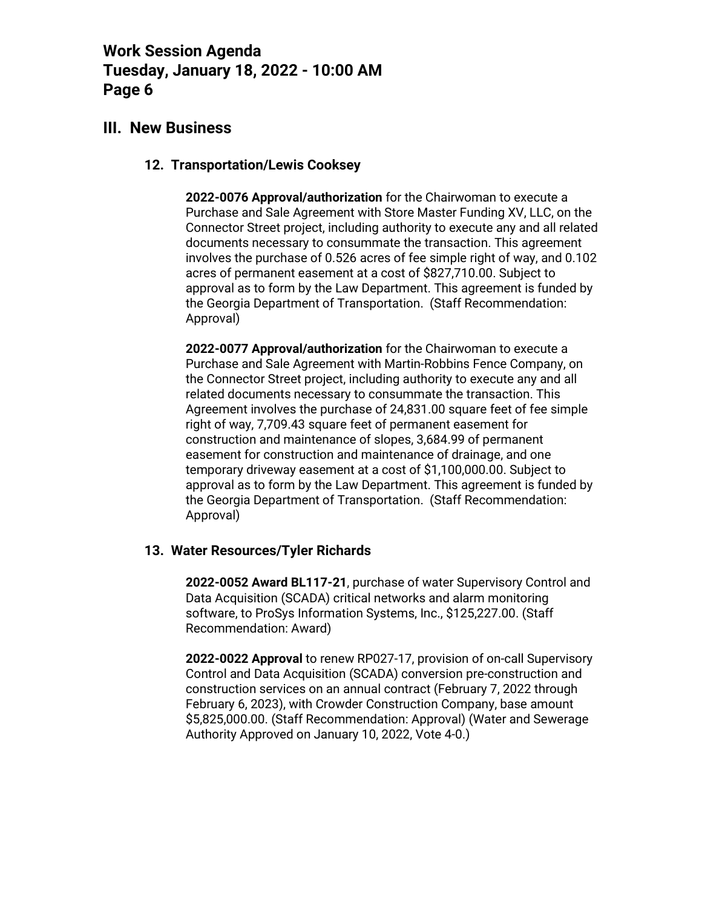## III. New Business

### 12. Transportation/Lewis Cooksey

**2022-0076 Approval/authorization** for the Chairwoman to execute a Purchase and Sale Agreement with Store Master Funding XV, LLC, on the Connector Street project, including authority to execute any and all related documents necessary to consummate the transaction. This agreement involves the purchase of 0.526 acres of fee simple right of way, and 0.102 acres of permanent easement at a cost of $827,710.00. Subject to approval as to form by the Law Department. This agreement is funded by the Georgia Department of Transportation. (Staff Recommendation: Approval)

**2022-0077 Approval/authorization** for the Chairwoman to execute a Purchase and Sale Agreement with Martin-Robbins Fence Company, on the Connector Street project, including authority to execute any and all related documents necessary to consummate the transaction. This Agreement involves the purchase of 24,831.00 square feet of fee simple right of way, 7,709.43 square feet of permanent easement for construction and maintenance of slopes, 3,684.99 of permanent easement for construction and maintenance of drainage, and one temporary driveway easement at a cost of $1,100,000.00. Subject to approval as to form by the Law Department. This agreement is funded by the Georgia Department of Transportation. (Staff Recommendation: Approval)

### 13. Water Resources/Tyler Richards

**2022-0052 Award BL117-21**, purchase of water Supervisory Control and Data Acquisition (SCADA) critical networks and alarm monitoring software, to ProSys Information Systems, Inc., $125,227.00. (Staff Recommendation: Award)

**2022-0022 Approval** to renew RP027-17, provision of on-call Supervisory Control and Data Acquisition (SCADA) conversion pre-construction and construction services on an annual contract (February 7, 2022 through February 6, 2023), with Crowder Construction Company, base amount $5,825,000.00. (Staff Recommendation: Approval) (Water and Sewerage Authority Approved on January 10, 2022, Vote 4-0.)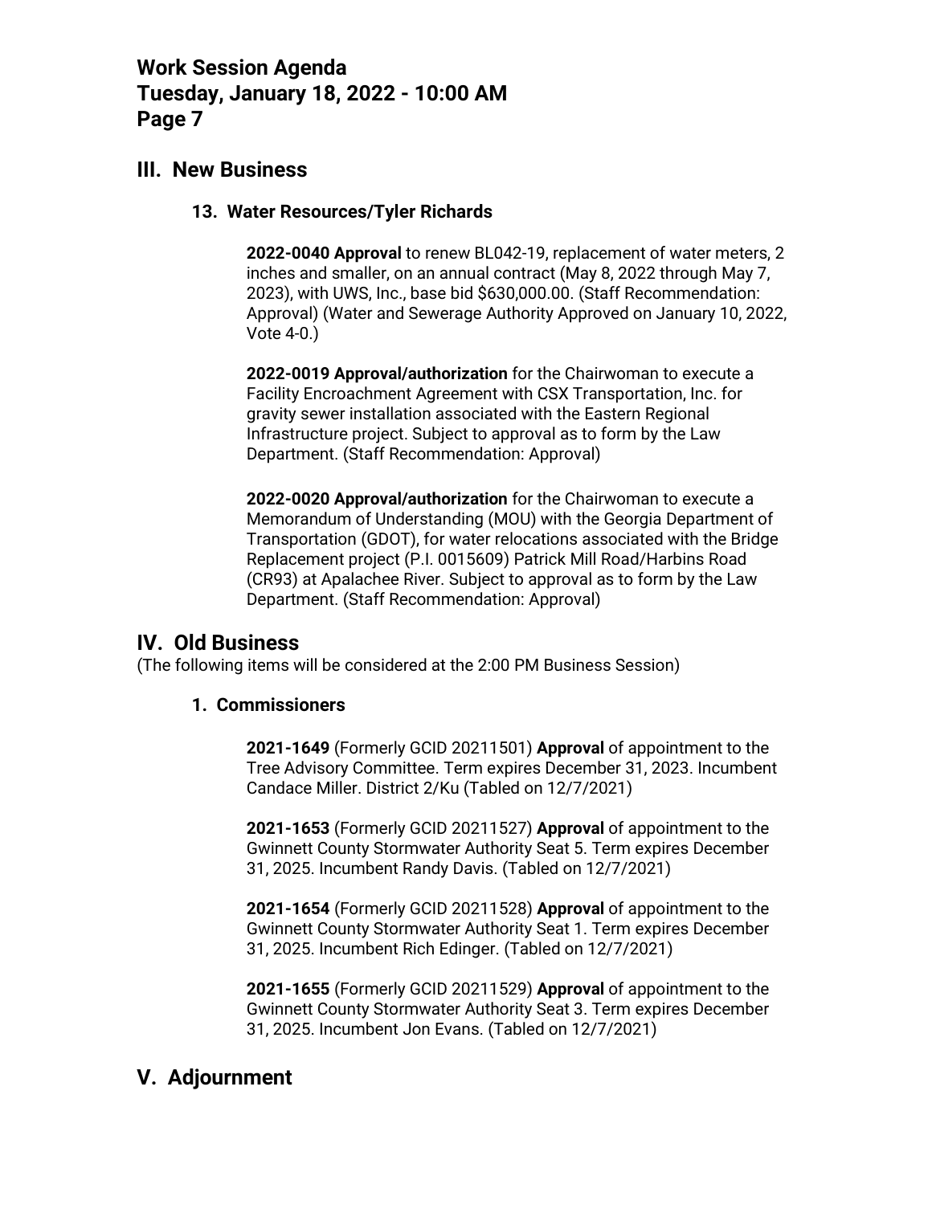## III. New Business

### 13. Water Resources/Tyler Richards

**2022-0040 Approval** to renew BL042-19, replacement of water meters, 2 inches and smaller, on an annual contract (May 8, 2022 through May 7, 2023), with UWS, Inc., base bid $630,000.00. (Staff Recommendation: Approval) (Water and Sewerage Authority Approved on January 10, 2022, Vote 4-0.)

**2022-0019 Approval/authorization** for the Chairwoman to execute a Facility Encroachment Agreement with CSX Transportation, Inc. for gravity sewer installation associated with the Eastern Regional Infrastructure project. Subject to approval as to form by the Law Department. (Staff Recommendation: Approval)

**2022-0020 Approval/authorization** for the Chairwoman to execute a Memorandum of Understanding (MOU) with the Georgia Department of Transportation (GDOT), for water relocations associated with the Bridge Replacement project (P.I. 0015609) Patrick Mill Road/Harbins Road (CR93) at Apalachee River. Subject to approval as to form by the Law Department. (Staff Recommendation: Approval)

## IV. Old Business

(The following items will be considered at the 2:00 PM Business Session)

### 1. Commissioners

**2021-1649** (Formerly GCID 20211501) **Approval** of appointment to the Tree Advisory Committee. Term expires December 31, 2023. Incumbent Candace Miller. District 2/Ku (Tabled on 12/7/2021)

**2021-1653** (Formerly GCID 20211527) **Approval** of appointment to the Gwinnett County Stormwater Authority Seat 5. Term expires December 31, 2025. Incumbent Randy Davis. (Tabled on 12/7/2021)

**2021-1654** (Formerly GCID 20211528) **Approval** of appointment to the Gwinnett County Stormwater Authority Seat 1. Term expires December 31, 2025. Incumbent Rich Edinger. (Tabled on 12/7/2021)

**2021-1655** (Formerly GCID 20211529) **Approval** of appointment to the Gwinnett County Stormwater Authority Seat 3. Term expires December 31, 2025. Incumbent Jon Evans. (Tabled on 12/7/2021)

## V. Adjournment